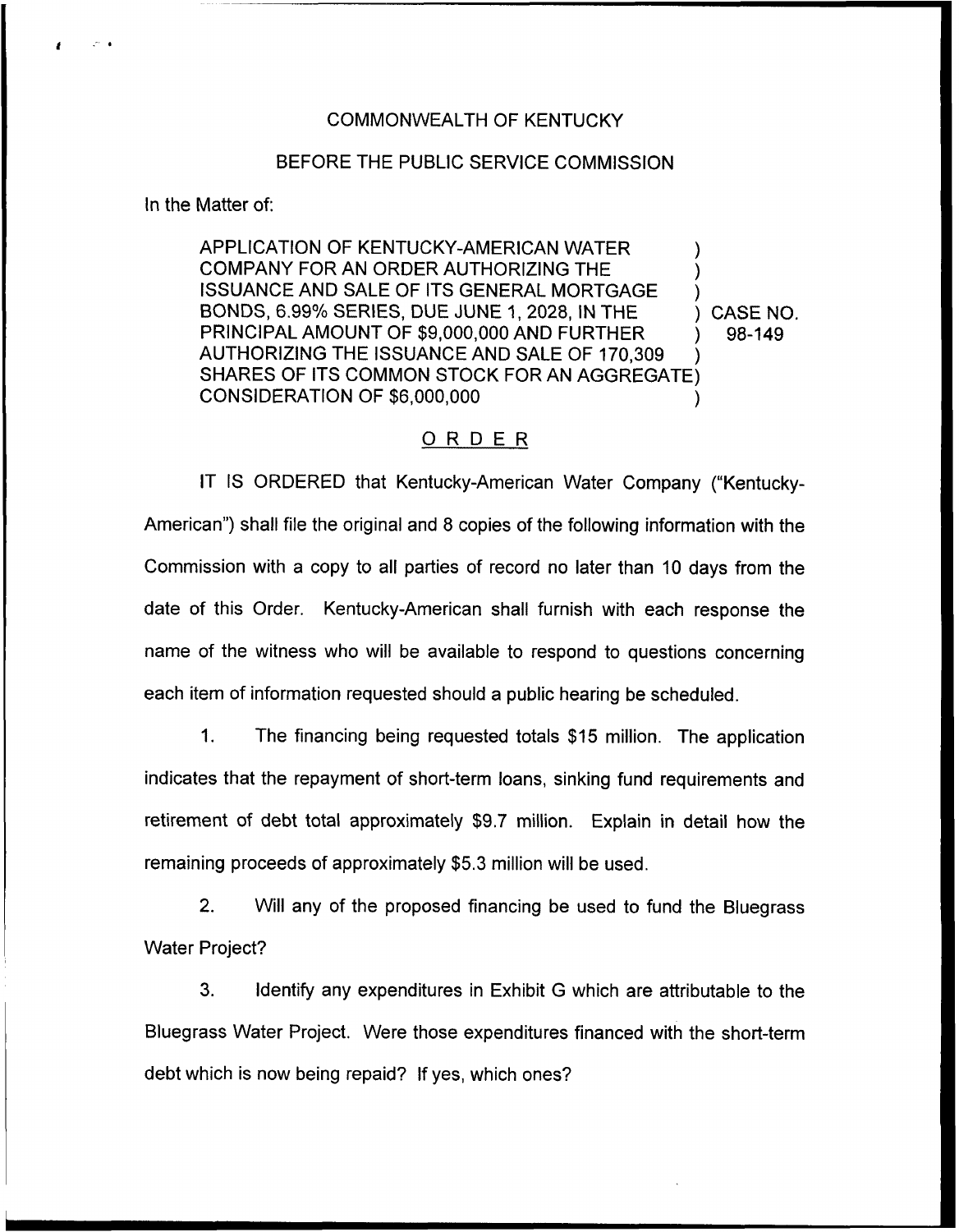COMMONWEALTH OF KENTUCKY

BEFORE THE PUBLIC SERVICE COMMISSION

In the Matter of:

APPLICATION OF KENTUCKY-AMERICAN WATER COMPANY FOR AN ORDER AUTHORIZING THE ISSUANCE AND SALE OF ITS GENERAL MORTGAGE BONDS, 6.99% SERIES, DUE JUNE 1, 2028, IN THE PRINCIPAL AMOUNT OF $9,000,000 AND FURTHER AUTHORIZING THE ISSUANCE AND SALE OF 170,309 SHARES OF ITS COMMON STOCK FOR AN AGGREGATE CONSIDERATION OF $6,000,000

) CASE NO. 98-149

## ORDER

IT IS ORDERED that Kentucky-American Water Company ("Kentucky-American") shall file the original and 8 copies of the following information with the Commission with a copy to all parties of record no later than 10 days from the date of this Order. Kentucky-American shall furnish with each response the name of the witness who will be available to respond to questions concerning each item of information requested should a public hearing be scheduled.

1. The financing being requested totals $15 million. The application indicates that the repayment of short-term loans, sinking fund requirements and retirement of debt total approximately $9.7 million. Explain in detail how the remaining proceeds of approximately $5.3 million will be used.

2. Will any of the proposed financing be used to fund the Bluegrass Water Project?

3. Identify any expenditures in Exhibit G which are attributable to the Bluegrass Water Project. Were those expenditures financed with the short-term debt which is now being repaid? If yes, which ones?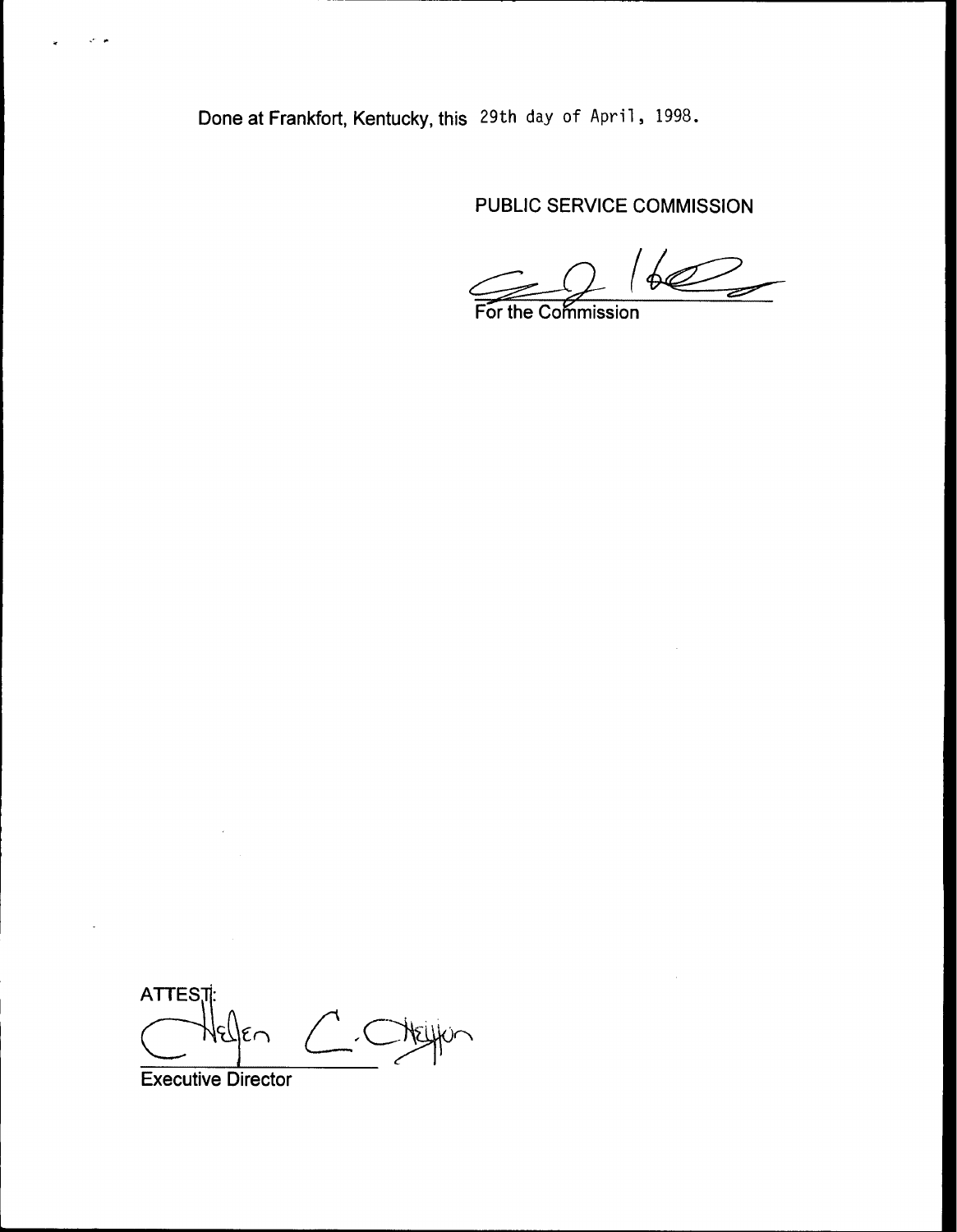Done at Frankfort, Kentucky, this 29th day of April, 1998.

PUBLIC SERVICE COMMISSION

For the Commission

ATTEST:

Executive Director